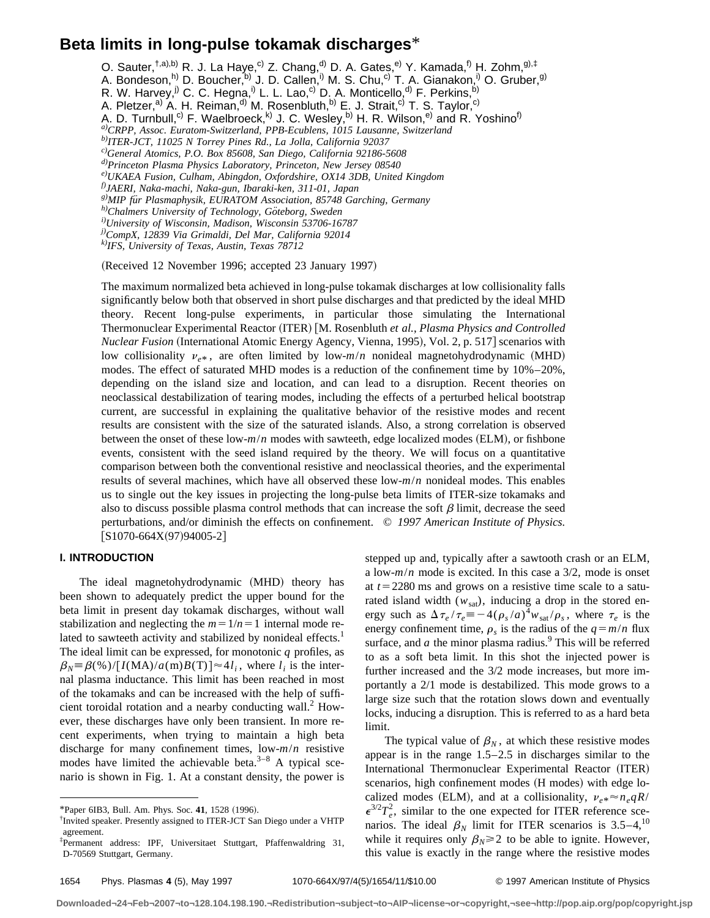# Beta limits in long-pulse tokamak discharges*

O. Sauter,[†,a),b)] R. J. La Haye,[c)] Z. Chang,[d)] D. A. Gates,[e)] Y. Kamada,[f)] H. Zohm,[g),‡] A. Bondeson,[h)] D. Boucher,[b)] J. D. Callen,[i)] M. S. Chu,[c)] T. A. Gianakon,[i)] O. Gruber,[g)] R. W. Harvey,[j)] C. C. Hegna,[i)] L. L. Lao,[c)] D. A. Monticello,[d)] F. Perkins,[b)] A. Pletzer,[a)] A. H. Reiman,[d)] M. Rosenbluth,[b)] E. J. Strait,[c)] T. S. Taylor,[c)] A. D. Turnbull,[c)] F. Waelbroeck,[k)] J. C. Wesley,[b)] H. R. Wilson,[e)] and R. Yoshino[f)]

[a)] CRPP, Assoc. Euratom-Switzerland, PPB-Ecublens, 1015 Lausanne, Switzerland
[b)] ITER-JCT, 11025 N Torrey Pines Rd., La Jolla, California 92037
[c)] General Atomics, P.O. Box 85608, San Diego, California 92186-5608
[d)] Princeton Plasma Physics Laboratory, Princeton, New Jersey 08540
[e)] UKAEA Fusion, Culham, Abingdon, Oxfordshire, OX14 3DB, United Kingdom
[f)] JAERI, Naka-machi, Naka-gun, Ibaraki-ken, 311-01, Japan
[g)] MIP für Plasmaphysik, EURATOM Association, 85748 Garching, Germany
[h)] Chalmers University of Technology, Göteborg, Sweden
[i)] University of Wisconsin, Madison, Wisconsin 53706-16787
[j)] CompX, 12839 Via Grimaldi, Del Mar, California 92014
[k)] IFS, University of Texas, Austin, Texas 78712

(Received 12 November 1996; accepted 23 January 1997)

The maximum normalized beta achieved in long-pulse tokamak discharges at low collisionality falls significantly below both that observed in short pulse discharges and that predicted by the ideal MHD theory. Recent long-pulse experiments, in particular those simulating the International Thermonuclear Experimental Reactor (ITER) [M. Rosenbluth *et al.*, *Plasma Physics and Controlled Nuclear Fusion* (International Atomic Energy Agency, Vienna, 1995), Vol. 2, p. 517] scenarios with low collisionality $\nu_{e*}$, are often limited by low-$m/n$ nonideal magnetohydrodynamic (MHD) modes. The effect of saturated MHD modes is a reduction of the confinement time by 10%–20%, depending on the island size and location, and can lead to a disruption. Recent theories on neoclassical destabilization of tearing modes, including the effects of a perturbed helical bootstrap current, are successful in explaining the qualitative behavior of the resistive modes and recent results are consistent with the size of the saturated islands. Also, a strong correlation is observed between the onset of these low-$m/n$ modes with sawteeth, edge localized modes (ELM), or fishbone events, consistent with the seed island required by the theory. We will focus on a quantitative comparison between both the conventional resistive and neoclassical theories, and the experimental results of several machines, which have all observed these low-$m/n$ nonideal modes. This enables us to single out the key issues in projecting the long-pulse beta limits of ITER-size tokamaks and also to discuss possible plasma control methods that can increase the soft $\beta$ limit, decrease the seed perturbations, and/or diminish the effects on confinement. © *1997 American Institute of Physics.* [S1070-664X(97)94005-2]

## I. INTRODUCTION

The ideal magnetohydrodynamic (MHD) theory has been shown to adequately predict the upper bound for the beta limit in present day tokamak discharges, without wall stabilization and neglecting the $m=1/n=1$ internal mode related to sawteeth activity and stabilized by nonideal effects.[1] The ideal limit can be expressed, for monotonic $q$ profiles, as $\beta_N \equiv \beta(\%)/[I(\mathrm{MA})/a(\mathrm{m})B(\mathrm{T})] \approx 4l_i$, where $l_i$ is the internal plasma inductance. This limit has been reached in most of the tokamaks and can be increased with the help of sufficient toroidal rotation and a nearby conducting wall.[2] However, these discharges have only been transient. In more recent experiments, when trying to maintain a high beta discharge for many confinement times, low-$m/n$ resistive modes have limited the achievable beta.[3–8] A typical scenario is shown in Fig. 1. At a constant density, the power is stepped up and, typically after a sawtooth crash or an ELM, a low-$m/n$ mode is excited. In this case a 3/2, mode is onset at $t=2280$ ms and grows on a resistive time scale to a saturated island width ($w_{\mathrm{sat}}$), inducing a drop in the stored energy such as $\Delta\tau_e/\tau_e \equiv -4(\rho_s/a)^4 w_{\mathrm{sat}}/\rho_s$, where $\tau_e$ is the energy confinement time, $\rho_s$ is the radius of the $q=m/n$ flux surface, and $a$ the minor plasma radius.[9] This will be referred to as a soft beta limit. In this shot the injected power is further increased and the 3/2 mode increases, but more importantly a 2/1 mode is destabilized. This mode grows to a large size such that the rotation slows down and eventually locks, inducing a disruption. This is referred to as a hard beta limit.

The typical value of $\beta_N$, at which these resistive modes appear is in the range 1.5–2.5 in discharges similar to the International Thermonuclear Experimental Reactor (ITER) scenarios, high confinement modes (H modes) with edge localized modes (ELM), and at a collisionality, $\nu_{e*} \approx n_e qR/\epsilon^{3/2}T_e^2$, similar to the one expected for ITER reference scenarios. The ideal $\beta_N$ limit for ITER scenarios is 3.5–4,[10] while it requires only $\beta_N \geqslant 2$ to be able to ignite. However, this value is exactly in the range where the resistive modes

---

*Paper 6IB3, Bull. Am. Phys. Soc. **41**, 1528 (1996).

†Invited speaker. Presently assigned to ITER-JCT San Diego under a VHTP agreement.

‡Permanent address: IPF, Universitaet Stuttgart, Pfaffenwaldring 31, D-70569 Stuttgart, Germany.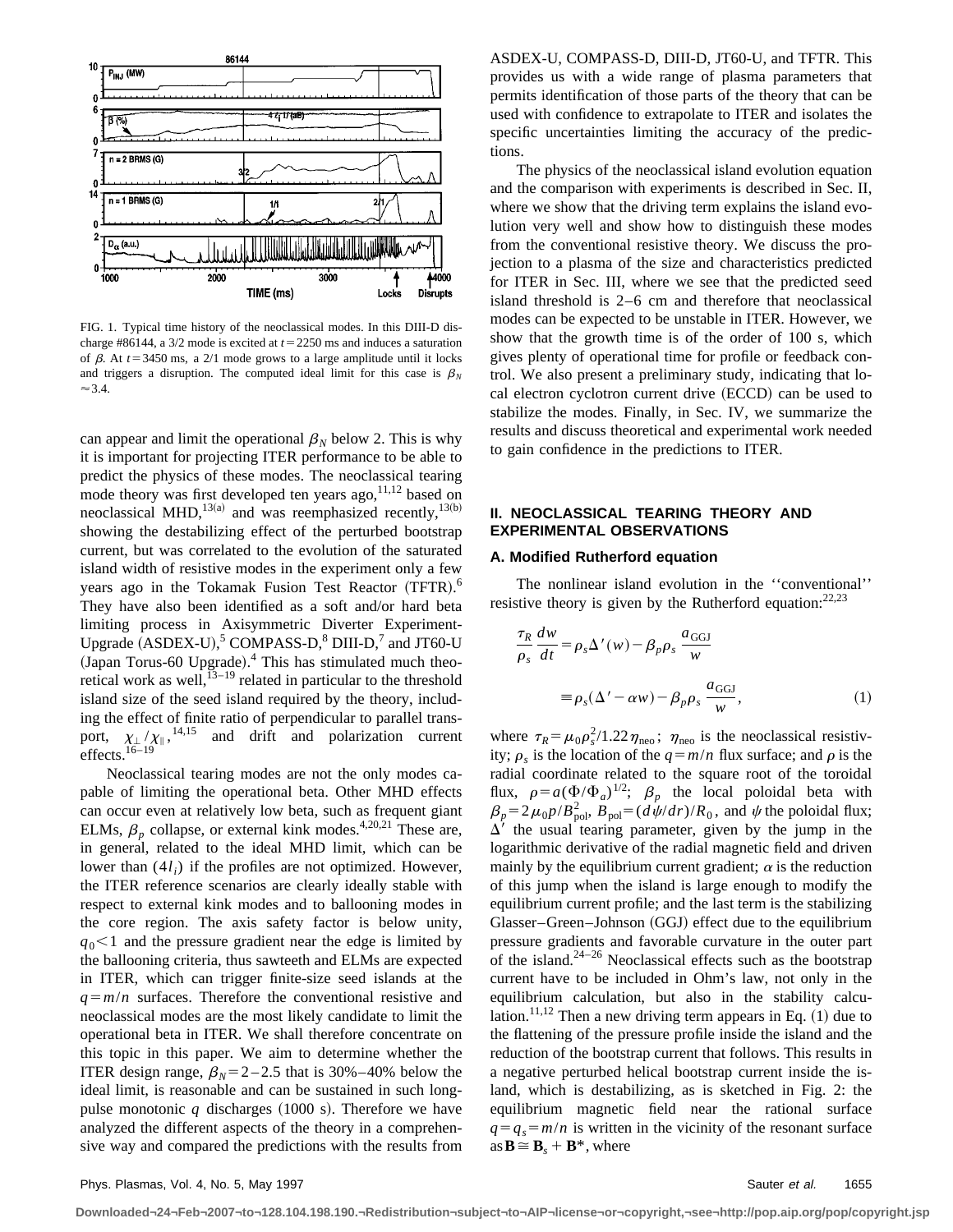FIG. 1. Typical time history of the neoclassical modes. In this DIII-D discharge #86144, a 3/2 mode is excited at $t=2250$ ms and induces a saturation of $\beta$. At $t=3450$ ms, a 2/1 mode grows to a large amplitude until it locks and triggers a disruption. The computed ideal limit for this case is $\beta_N \approx 3.4$.

can appear and limit the operational $\beta_N$ below 2. This is why it is important for projecting ITER performance to be able to predict the physics of these modes. The neoclassical tearing mode theory was first developed ten years ago,[11,12] based on neoclassical MHD,[13(a)] and was reemphasized recently,[13(b)] showing the destabilizing effect of the perturbed bootstrap current, but was correlated to the evolution of the saturated island width of resistive modes in the experiment only a few years ago in the Tokamak Fusion Test Reactor (TFTR).[6] They have also been identified as a soft and/or hard beta limiting process in Axisymmetric Diverter Experiment-Upgrade (ASDEX-U),[5] COMPASS-D,[8] DIII-D,[7] and JT60-U (Japan Torus-60 Upgrade).[4] This has stimulated much theoretical work as well,[13–19] related in particular to the threshold island size of the seed island required by the theory, including the effect of finite ratio of perpendicular to parallel transport, $\chi_\perp/\chi_\parallel$,[14,15] and drift and polarization current effects.[16–19]

Neoclassical tearing modes are not the only modes capable of limiting the operational beta. Other MHD effects can occur even at relatively low beta, such as frequent giant ELMs, $\beta_p$ collapse, or external kink modes.[4,20,21] These are, in general, related to the ideal MHD limit, which can be lower than $(4l_i)$ if the profiles are not optimized. However, the ITER reference scenarios are clearly ideally stable with respect to external kink modes and to ballooning modes in the core region. The axis safety factor is below unity, $q_0<1$ and the pressure gradient near the edge is limited by the ballooning criteria, thus sawteeth and ELMs are expected in ITER, which can trigger finite-size seed islands at the $q=m/n$ surfaces. Therefore the conventional resistive and neoclassical modes are the most likely candidate to limit the operational beta in ITER. We shall therefore concentrate on this topic in this paper. We aim to determine whether the ITER design range, $\beta_N=2$–$2.5$ that is 30%–40% below the ideal limit, is reasonable and can be sustained in such long-pulse monotonic $q$ discharges (1000 s). Therefore we have analyzed the different aspects of the theory in a comprehensive way and compared the predictions with the results from ASDEX-U, COMPASS-D, DIII-D, JT60-U, and TFTR. This provides us with a wide range of plasma parameters that permits identification of those parts of the theory that can be used with confidence to extrapolate to ITER and isolates the specific uncertainties limiting the accuracy of the predictions.

The physics of the neoclassical island evolution equation and the comparison with experiments is described in Sec. II, where we show that the driving term explains the island evolution very well and show how to distinguish these modes from the conventional resistive theory. We discuss the projection to a plasma of the size and characteristics predicted for ITER in Sec. III, where we see that the predicted seed island threshold is 2–6 cm and therefore that neoclassical modes can be expected to be unstable in ITER. However, we show that the growth time is of the order of 100 s, which gives plenty of operational time for profile or feedback control. We also present a preliminary study, indicating that local electron cyclotron current drive (ECCD) can be used to stabilize the modes. Finally, in Sec. IV, we summarize the results and discuss theoretical and experimental work needed to gain confidence in the predictions to ITER.

## II. NEOCLASSICAL TEARING THEORY AND EXPERIMENTAL OBSERVATIONS

### A. Modified Rutherford equation

The nonlinear island evolution in the ''conventional'' resistive theory is given by the Rutherford equation:[22,23]

$$\frac{\tau_R}{\rho_s}\frac{dw}{dt}=\rho_s\Delta'(w)-\beta_p\rho_s\frac{a_{\mathrm{GGJ}}}{w}$$

$$\equiv\rho_s(\Delta'-\alpha w)-\beta_p\rho_s\frac{a_{\mathrm{GGJ}}}{w},\qquad(1)$$

where $\tau_R=\mu_0\rho_s^2/1.22\eta_{\mathrm{neo}}$; $\eta_{\mathrm{neo}}$ is the neoclassical resistivity; $\rho_s$ is the location of the $q=m/n$ flux surface; and $\rho$ is the radial coordinate related to the square root of the toroidal flux, $\rho=a(\Phi/\Phi_a)^{1/2}$; $\beta_p$ the local poloidal beta with $\beta_p=2\mu_0p/B_{\mathrm{pol}}^2$, $B_{\mathrm{pol}}=(d\psi/dr)/R_0$, and $\psi$ the poloidal flux; $\Delta'$ the usual tearing parameter, given by the jump in the logarithmic derivative of the radial magnetic field and driven mainly by the equilibrium current gradient; $\alpha$ is the reduction of this jump when the island is large enough to modify the equilibrium current profile; and the last term is the stabilizing Glasser–Green–Johnson (GGJ) effect due to the equilibrium pressure gradients and favorable curvature in the outer part of the island.[24–26] Neoclassical effects such as the bootstrap current have to be included in Ohm's law, not only in the equilibrium calculation, but also in the stability calculation.[11,12] Then a new driving term appears in Eq. (1) due to the flattening of the pressure profile inside the island and the reduction of the bootstrap current that follows. This results in a negative perturbed helical bootstrap current inside the island, which is destabilizing, as is sketched in Fig. 2: the equilibrium magnetic field near the rational surface $q=q_s=m/n$ is written in the vicinity of the resonant surface as $\mathbf{B}\cong\mathbf{B}_s+\mathbf{B}^*$, where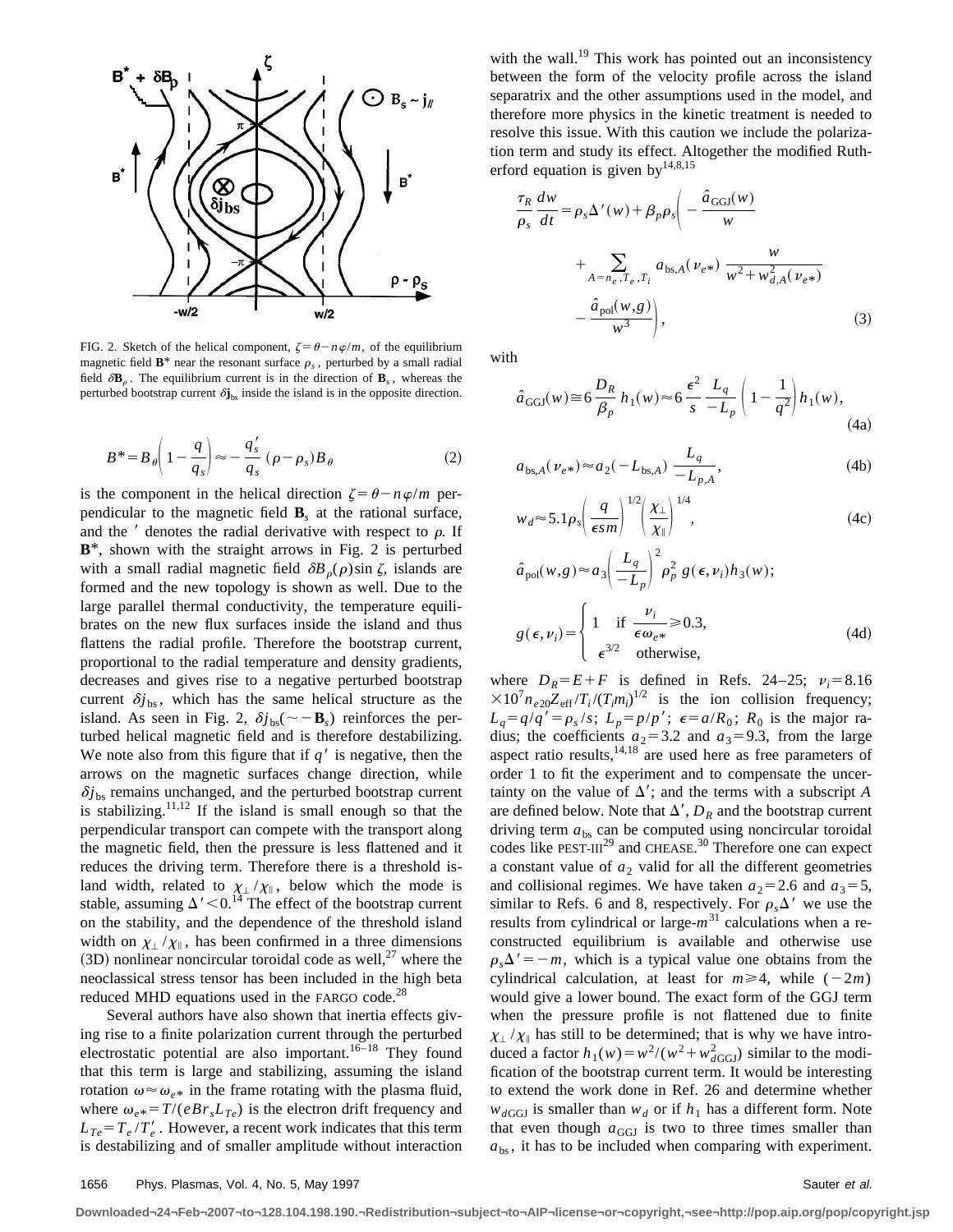FIG. 2. Sketch of the helical component, $\zeta=\theta-n\varphi/m$, of the equilibrium magnetic field $\mathbf{B}^*$ near the resonant surface $\rho_s$, perturbed by a small radial field $\delta\mathbf{B}_\rho$. The equilibrium current is in the direction of $\mathbf{B}_s$, whereas the perturbed bootstrap current $\delta\mathbf{j}_{bs}$ inside the island is in the opposite direction.

$$B^*=B_\theta\left(1-\frac{q}{q_s}\right)\approx-\frac{q_s'}{q_s}(\rho-\rho_s)B_\theta \tag{2}$$

is the component in the helical direction $\zeta=\theta-n\varphi/m$ perpendicular to the magnetic field $\mathbf{B}_s$ at the rational surface, and the $'$ denotes the radial derivative with respect to $\rho$. If $\mathbf{B}^*$, shown with the straight arrows in Fig. 2 is perturbed with a small radial magnetic field $\delta B_\rho(\rho)\sin\zeta$, islands are formed and the new topology is shown as well. Due to the large parallel thermal conductivity, the temperature equilibrates on the new flux surfaces inside the island and thus flattens the radial profile. Therefore the bootstrap current, proportional to the radial temperature and density gradients, decreases and gives rise to a negative perturbed bootstrap current $\delta j_{bs}$, which has the same helical structure as the island. As seen in Fig. 2, $\delta j_{bs}(\sim-\mathbf{B}_s)$ reinforces the perturbed helical magnetic field and is therefore destabilizing. We note also from this figure that if $q'$ is negative, then the arrows on the magnetic surfaces change direction, while $\delta j_{bs}$ remains unchanged, and the perturbed bootstrap current is stabilizing.[11,12] If the island is small enough so that the perpendicular transport can compete with the transport along the magnetic field, then the pressure is less flattened and it reduces the driving term. Therefore there is a threshold island width, related to $\chi_\perp/\chi_\parallel$, below which the mode is stable, assuming $\Delta'<0$.[14] The effect of the bootstrap current on the stability, and the dependence of the threshold island width on $\chi_\perp/\chi_\parallel$, has been confirmed in a three dimensions (3D) nonlinear noncircular toroidal code as well,[27] where the neoclassical stress tensor has been included in the high beta reduced MHD equations used in the FARGO code.[28]

Several authors have also shown that inertia effects giving rise to a finite polarization current through the perturbed electrostatic potential are also important.[16–18] They found that this term is large and stabilizing, assuming the island rotation $\omega\approx\omega_{e*}$ in the frame rotating with the plasma fluid, where $\omega_{e*}=T/(eBr_sL_{Te})$ is the electron drift frequency and $L_{Te}=T_e/T_e'$. However, a recent work indicates that this term is destabilizing and of smaller amplitude without interaction with the wall.[19] This work has pointed out an inconsistency between the form of the velocity profile across the island separatrix and the other assumptions used in the model, and therefore more physics in the kinetic treatment is needed to resolve this issue. With this caution we include the polarization term and study its effect. Altogether the modified Rutherford equation is given by[14,8,15]

$$\frac{\tau_R}{\rho_s}\frac{dw}{dt}=\rho_s\Delta'(w)+\beta_p\rho_s\left(-\frac{\hat{a}_{\mathrm{GGJ}}(w)}{w}+\sum_{A=n_e,T_e,T_i}a_{\mathrm{bs},A}(\nu_{e*})\frac{w}{w^2+w_{d,A}^2(\nu_{e*})}-\frac{\hat{a}_{\mathrm{pol}}(w,g)}{w^3}\right), \tag{3}$$

with

$$\hat{a}_{\mathrm{GGJ}}(w)\cong 6\frac{D_R}{\beta_p}h_1(w)\approx 6\frac{\epsilon^2}{s}\frac{L_q}{-L_p}\left(1-\frac{1}{q^2}\right)h_1(w), \tag{4a}$$

$$a_{\mathrm{bs},A}(\nu_{e*})\approx a_2(-L_{\mathrm{bs},A})\frac{L_q}{-L_{p,A}}, \tag{4b}$$

$$w_d\approx 5.1\rho_s\left(\frac{q}{\epsilon sm}\right)^{1/2}\left(\frac{\chi_\perp}{\chi_\parallel}\right)^{1/4}, \tag{4c}$$

$$\hat{a}_{\mathrm{pol}}(w,g)\approx a_3\left(\frac{L_q}{-L_p}\right)^2\rho_p^2\,g(\epsilon,\nu_i)h_3(w);$$

$$g(\epsilon,\nu_i)=\begin{cases}1 & \text{if } \dfrac{\nu_i}{\epsilon\omega_{e*}}\geqslant 0.3,\\ \epsilon^{3/2} & \text{otherwise,}\end{cases} \tag{4d}$$

where $D_R=E+F$ is defined in Refs. 24–25; $\nu_i=8.16\times10^7 n_{e20}Z_{\mathrm{eff}}/T_i/(T_im_i)^{1/2}$ is the ion collision frequency; $L_q=q/q'=\rho_s/s$; $L_p=p/p'$; $\epsilon=a/R_0$; $R_0$ is the major radius; the coefficients $a_2=3.2$ and $a_3=9.3$, from the large aspect ratio results,[14,18] are used here as free parameters of order 1 to fit the experiment and to compensate the uncertainty on the value of $\Delta'$; and the terms with a subscript $A$ are defined below. Note that $\Delta'$, $D_R$ and the bootstrap current driving term $a_{\mathrm{bs}}$ can be computed using noncircular toroidal codes like PEST-III[29] and CHEASE.[30] Therefore one can expect a constant value of $a_2$ valid for all the different geometries and collisional regimes. We have taken $a_2=2.6$ and $a_3=5$, similar to Refs. 6 and 8, respectively. For $\rho_s\Delta'$ we use the results from cylindrical or large-$m$[31] calculations when a reconstructed equilibrium is available and otherwise use $\rho_s\Delta'=-m$, which is a typical value one obtains from the cylindrical calculation, at least for $m\geqslant 4$, while $(-2m)$ would give a lower bound. The exact form of the GGJ term when the pressure profile is not flattened due to finite $\chi_\perp/\chi_\parallel$ has still to be determined; that is why we have introduced a factor $h_1(w)=w^2/(w^2+w_{d\mathrm{GGJ}}^2)$ similar to the modification of the bootstrap current term. It would be interesting to extend the work done in Ref. 26 and determine whether $w_{d\mathrm{GGJ}}$ is smaller than $w_d$ or if $h_1$ has a different form. Note that even though $a_{\mathrm{GGJ}}$ is two to three times smaller than $a_{\mathrm{bs}}$, it has to be included when comparing with experiment.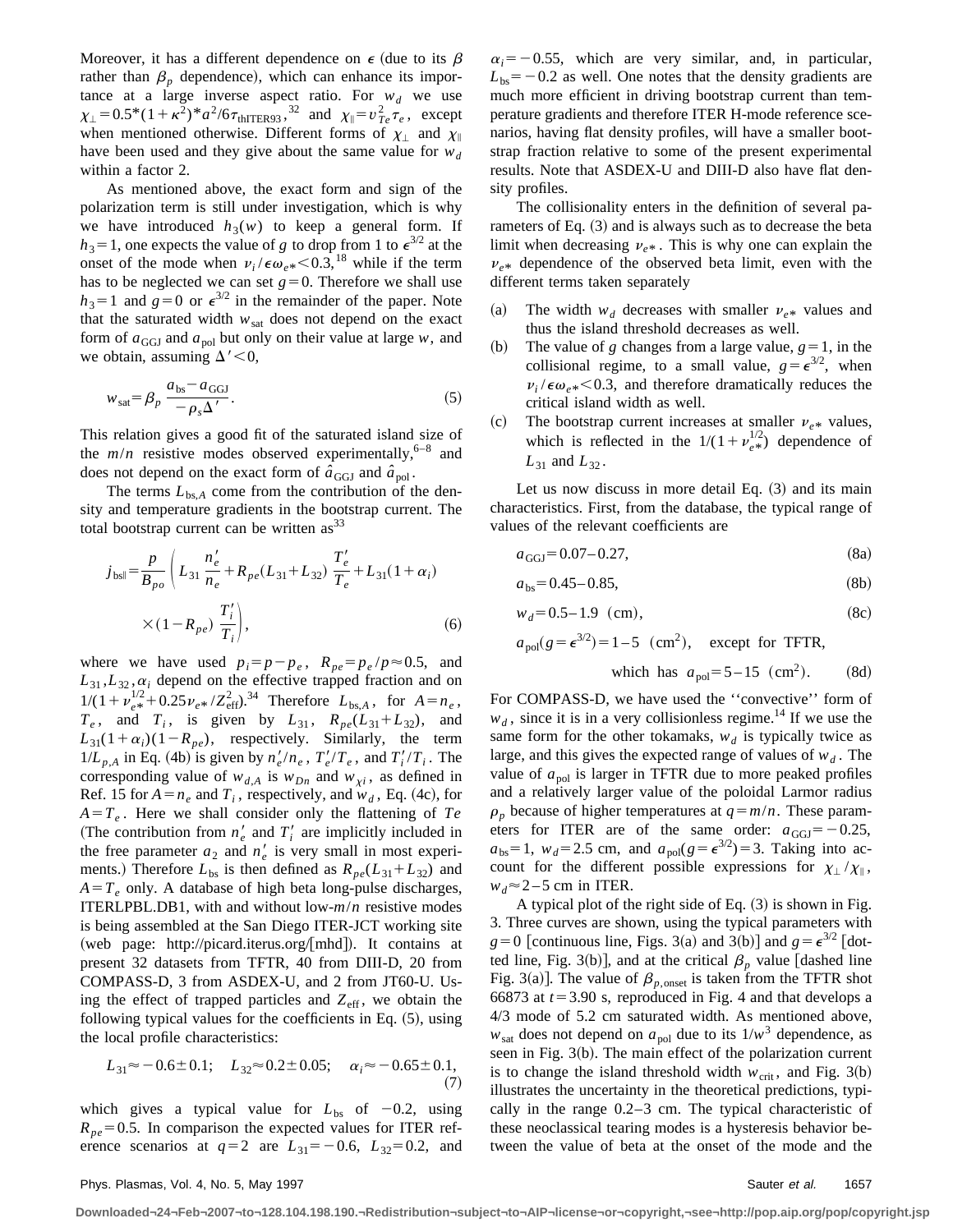Moreover, it has a different dependence on $\epsilon$ (due to its $\beta$ rather than $\beta_p$ dependence), which can enhance its importance at a large inverse aspect ratio. For $w_d$ we use $\chi_\perp = 0.5*(1+\kappa^2)*a^2/6\tau_{\mathrm{thITER93}}$,[32] and $\chi_\| = v_{Te}^2 \tau_e$, except when mentioned otherwise. Different forms of $\chi_\perp$ and $\chi_\|$ have been used and they give about the same value for $w_d$ within a factor 2.

As mentioned above, the exact form and sign of the polarization term is still under investigation, which is why we have introduced $h_3(w)$ to keep a general form. If $h_3=1$, one expects the value of $g$ to drop from 1 to $\epsilon^{3/2}$ at the onset of the mode when $\nu_i/\epsilon\omega_{e*}<0.3$,[18] while if the term has to be neglected we can set $g=0$. Therefore we shall use $h_3=1$ and $g=0$ or $\epsilon^{3/2}$ in the remainder of the paper. Note that the saturated width $w_{\mathrm{sat}}$ does not depend on the exact form of $a_{\mathrm{GGJ}}$ and $a_{\mathrm{pol}}$ but only on their value at large $w$, and we obtain, assuming $\Delta'<0$,

$$w_{\mathrm{sat}} = \beta_p \, \frac{a_{\mathrm{bs}} - a_{\mathrm{GGJ}}}{-\rho_s \Delta'}. \tag{5}$$

This relation gives a good fit of the saturated island size of the $m/n$ resistive modes observed experimentally,[6–8] and does not depend on the exact form of $\hat{a}_{\mathrm{GGJ}}$ and $\hat{a}_{\mathrm{pol}}$.

The terms $L_{\mathrm{bs},A}$ come from the contribution of the density and temperature gradients in the bootstrap current. The total bootstrap current can be written as[33]

$$j_{\mathrm{bs}\|} = \frac{p}{B_{po}} \left( L_{31} \frac{n_e'}{n_e} + R_{pe}(L_{31}+L_{32}) \frac{T_e'}{T_e} + L_{31}(1+\alpha_i) \times (1-R_{pe}) \frac{T_i'}{T_i} \right), \tag{6}$$

where we have used $p_i = p - p_e$, $R_{pe} = p_e/p \approx 0.5$, and $L_{31}, L_{32}, \alpha_i$ depend on the effective trapped fraction and on $1/(1+\nu_{e*}^{1/2}+0.25\nu_{e*}/Z_{\mathrm{eff}}^2)$.[34] Therefore $L_{\mathrm{bs},A}$, for $A=n_e$, $T_e$, and $T_i$, is given by $L_{31}$, $R_{pe}(L_{31}+L_{32})$, and $L_{31}(1+\alpha_i)(1-R_{pe})$, respectively. Similarly, the term $1/L_{p,A}$ in Eq. (4b) is given by $n_e'/n_e$, $T_e'/T_e$, and $T_i'/T_i$. The corresponding value of $w_{d,A}$ is $w_{Dn}$ and $w_{\chi i}$, as defined in Ref. 15 for $A=n_e$ and $T_i$, respectively, and $w_d$, Eq. (4c), for $A=T_e$. Here we shall consider only the flattening of $Te$ (The contribution from $n_e'$ and $T_i'$ are implicitly included in the free parameter $a_2$ and $n_e'$ is very small in most experiments.) Therefore $L_{\mathrm{bs}}$ is then defined as $R_{pe}(L_{31}+L_{32})$ and $A=T_e$ only. A database of high beta long-pulse discharges, ITERLPBL.DB1, with and without low-$m/n$ resistive modes is being assembled at the San Diego ITER-JCT working site (web page: http://picard.iterus.org/[mhd]). It contains at present 32 datasets from TFTR, 40 from DIII-D, 20 from COMPASS-D, 3 from ASDEX-U, and 2 from JT60-U. Using the effect of trapped particles and $Z_{\mathrm{eff}}$, we obtain the following typical values for the coefficients in Eq. (5), using the local profile characteristics:

$$L_{31} \approx -0.6 \pm 0.1; \quad L_{32} \approx 0.2 \pm 0.05; \quad \alpha_i \approx -0.65 \pm 0.1, \tag{7}$$

which gives a typical value for $L_{\mathrm{bs}}$ of $-0.2$, using $R_{pe}=0.5$. In comparison the expected values for ITER reference scenarios at $q=2$ are $L_{31}=-0.6$, $L_{32}=0.2$, and $\alpha_i=-0.55$, which are very similar, and, in particular, $L_{\mathrm{bs}}=-0.2$ as well. One notes that the density gradients are much more efficient in driving bootstrap current than temperature gradients and therefore ITER H-mode reference scenarios, having flat density profiles, will have a smaller bootstrap fraction relative to some of the present experimental results. Note that ASDEX-U and DIII-D also have flat density profiles.

The collisionality enters in the definition of several parameters of Eq. (3) and is always such as to decrease the beta limit when decreasing $\nu_{e*}$. This is why one can explain the $\nu_{e*}$ dependence of the observed beta limit, even with the different terms taken separately

(a) The width $w_d$ decreases with smaller $\nu_{e*}$ values and thus the island threshold decreases as well.

(b) The value of $g$ changes from a large value, $g=1$, in the collisional regime, to a small value, $g=\epsilon^{3/2}$, when $\nu_i/\epsilon\omega_{e*}<0.3$, and therefore dramatically reduces the critical island width as well.

(c) The bootstrap current increases at smaller $\nu_{e*}$ values, which is reflected in the $1/(1+\nu_{e*}^{1/2})$ dependence of $L_{31}$ and $L_{32}$.

Let us now discuss in more detail Eq. (3) and its main characteristics. First, from the database, the typical range of values of the relevant coefficients are

$$a_{\mathrm{GGJ}} = 0.07\text{–}0.27, \tag{8a}$$

$$a_{\mathrm{bs}} = 0.45\text{–}0.85, \tag{8b}$$

$$w_d = 0.5\text{–}1.9 \ \ (\mathrm{cm}), \tag{8c}$$

$$a_{\mathrm{pol}}(g=\epsilon^{3/2}) = 1\text{–}5 \ \ (\mathrm{cm}^2), \quad \text{except for TFTR, which has } a_{\mathrm{pol}} = 5\text{–}15 \ \ (\mathrm{cm}^2). \tag{8d}$$

For COMPASS-D, we have used the "convective" form of $w_d$, since it is in a very collisionless regime.[14] If we use the same form for the other tokamaks, $w_d$ is typically twice as large, and this gives the expected range of values of $w_d$. The value of $a_{\mathrm{pol}}$ is larger in TFTR due to more peaked profiles and a relatively larger value of the poloidal Larmor radius $\rho_p$ because of higher temperatures at $q=m/n$. These parameters for ITER are of the same order: $a_{\mathrm{GGJ}}=-0.25$, $a_{\mathrm{bs}}=1$, $w_d=2.5$ cm, and $a_{\mathrm{pol}}(g=\epsilon^{3/2})=3$. Taking into account for the different possible expressions for $\chi_\perp/\chi_\|$, $w_d \approx 2\text{–}5$ cm in ITER.

A typical plot of the right side of Eq. (3) is shown in Fig. 3. Three curves are shown, using the typical parameters with $g=0$ [continuous line, Figs. 3(a) and 3(b)] and $g=\epsilon^{3/2}$ [dotted line, Fig. 3(b)], and at the critical $\beta_p$ value [dashed line Fig. 3(a)]. The value of $\beta_{p,\mathrm{onset}}$ is taken from the TFTR shot 66873 at $t=3.90$ s, reproduced in Fig. 4 and that develops a 4/3 mode of 5.2 cm saturated width. As mentioned above, $w_{\mathrm{sat}}$ does not depend on $a_{\mathrm{pol}}$ due to its $1/w^3$ dependence, as seen in Fig. 3(b). The main effect of the polarization current is to change the island threshold width $w_{\mathrm{crit}}$, and Fig. 3(b) illustrates the uncertainty in the theoretical predictions, typically in the range 0.2–3 cm. The typical characteristic of these neoclassical tearing modes is a hysteresis behavior between the value of beta at the onset of the mode and the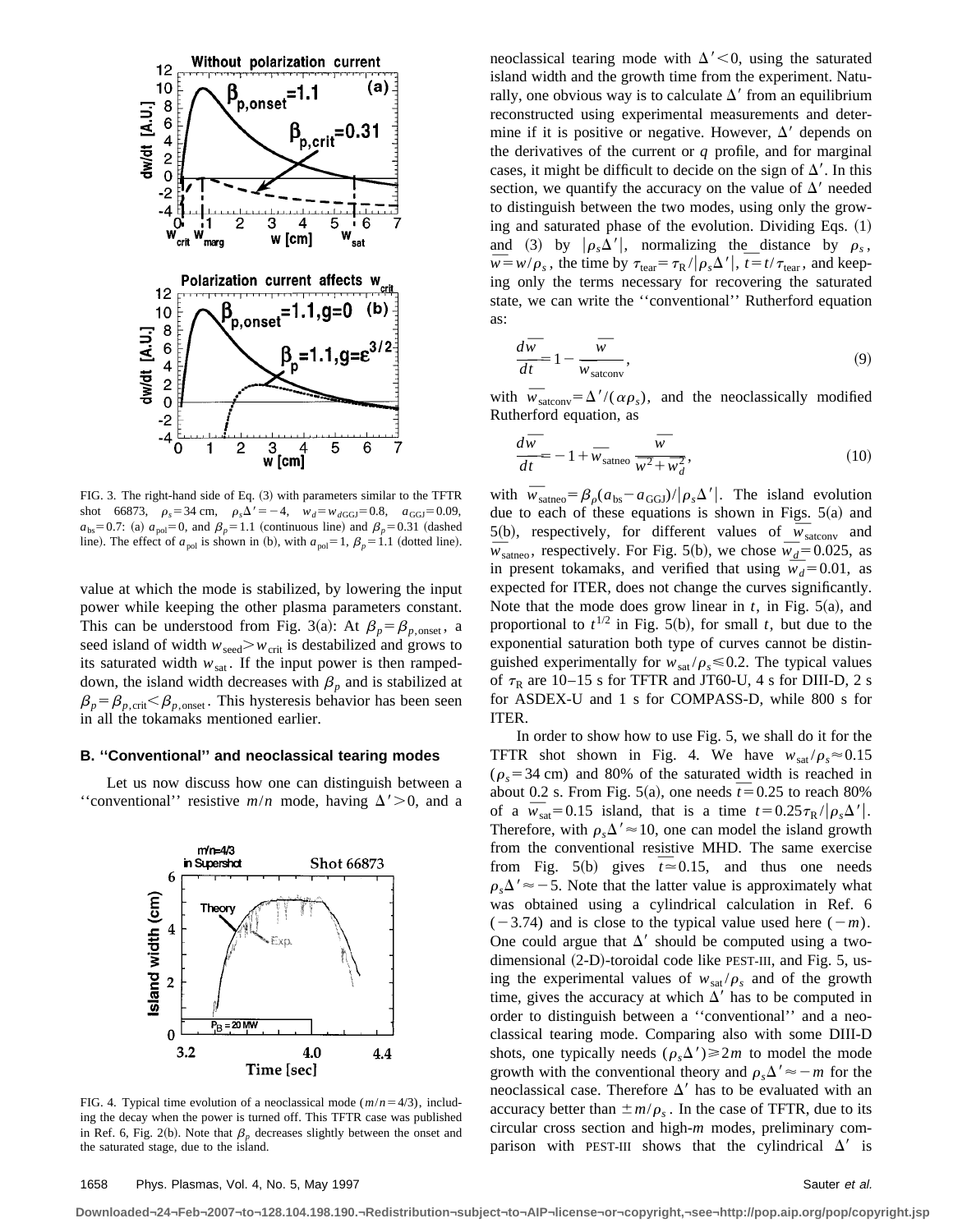FIG. 3. The right-hand side of Eq. (3) with parameters similar to the TFTR shot 66873, $\rho_s = 34$ cm, $\rho_s \Delta' = -4$, $w_d = w_{d\mathrm{GGJ}} = 0.8$, $a_{\mathrm{GGJ}} = 0.09$, $a_{\mathrm{bs}} = 0.7$: (a) $a_{\mathrm{pol}} = 0$, and $\beta_p = 1.1$ (continuous line) and $\beta_p = 0.31$ (dashed line). The effect of $a_{\mathrm{pol}}$ is shown in (b), with $a_{\mathrm{pol}} = 1$, $\beta_p = 1.1$ (dotted line).

value at which the mode is stabilized, by lowering the input power while keeping the other plasma parameters constant. This can be understood from Fig. 3(a): At $\beta_p = \beta_{p,\mathrm{onset}}$, a seed island of width $w_{\mathrm{seed}} > w_{\mathrm{crit}}$ is destabilized and grows to its saturated width $w_{\mathrm{sat}}$. If the input power is then ramped-down, the island width decreases with $\beta_p$ and is stabilized at $\beta_p = \beta_{p,\mathrm{crit}} < \beta_{p,\mathrm{onset}}$. This hysteresis behavior has been seen in all the tokamaks mentioned earlier.

### B. ''Conventional'' and neoclassical tearing modes

Let us now discuss how one can distinguish between a ''conventional'' resistive $m/n$ mode, having $\Delta' > 0$, and a neoclassical tearing mode with $\Delta' < 0$, using the saturated island width and the growth time from the experiment. Naturally, one obvious way is to calculate $\Delta'$ from an equilibrium reconstructed using experimental measurements and determine if it is positive or negative. However, $\Delta'$ depends on the derivatives of the current or $q$ profile, and for marginal cases, it might be difficult to decide on the sign of $\Delta'$. In this section, we quantify the accuracy on the value of $\Delta'$ needed to distinguish between the two modes, using only the growing and saturated phase of the evolution. Dividing Eqs. (1) and (3) by $|\rho_s \Delta'|$, normalizing the distance by $\rho_s$, $\overline{w} = w/\rho_s$, the time by $\tau_{\mathrm{tear}} = \tau_{\mathrm{R}}/|\rho_s \Delta'|$, $\overline{t} = t/\tau_{\mathrm{tear}}$, and keeping only the terms necessary for recovering the saturated state, we can write the ''conventional'' Rutherford equation as:

$$\frac{d\overline{w}}{d\overline{t}} = 1 - \frac{\overline{w}}{\overline{w}_{\mathrm{satconv}}}, \tag{9}$$

with $\overline{w}_{\mathrm{satconv}} = \Delta'/(\alpha \rho_s)$, and the neoclassically modified Rutherford equation, as

$$\frac{d\overline{w}}{d\overline{t}} = -1 + \overline{w}_{\mathrm{satneo}} \frac{\overline{w}}{\overline{w}^2 + \overline{w}_d^2}, \tag{10}$$

with $\overline{w}_{\mathrm{satneo}} = \beta_\rho (a_{\mathrm{bs}} - a_{\mathrm{GGJ}})/|\rho_s \Delta'|$. The island evolution due to each of these equations is shown in Figs. 5(a) and 5(b), respectively, for different values of $\overline{w}_{\mathrm{satconv}}$ and $\overline{w}_{\mathrm{satneo}}$, respectively. For Fig. 5(b), we chose $\overline{w}_d = 0.025$, as in present tokamaks, and verified that using $\overline{w}_d = 0.01$, as expected for ITER, does not change the curves significantly. Note that the mode does grow linear in $t$, in Fig. 5(a), and proportional to $t^{1/2}$ in Fig. 5(b), for small $t$, but due to the exponential saturation both type of curves cannot be distinguished experimentally for $w_{\mathrm{sat}}/\rho_s \leq 0.2$. The typical values of $\tau_{\mathrm{R}}$ are 10–15 s for TFTR and JT60-U, 4 s for DIII-D, 2 s for ASDEX-U and 1 s for COMPASS-D, while 800 s for ITER.

In order to show how to use Fig. 5, we shall do it for the TFTR shot shown in Fig. 4. We have $w_{\mathrm{sat}}/\rho_s \approx 0.15$ ($\rho_s = 34$ cm) and 80% of the saturated width is reached in about 0.2 s. From Fig. 5(a), one needs $\overline{t} = 0.25$ to reach 80% of a $\overline{w}_{\mathrm{sat}} = 0.15$ island, that is a time $t = 0.25\tau_{\mathrm{R}}/|\rho_s \Delta'|$. Therefore, with $\rho_s \Delta' \approx 10$, one can model the island growth from the conventional resistive MHD. The same exercise from Fig. 5(b) gives $\overline{t} \simeq 0.15$, and thus one needs $\rho_s \Delta' \approx -5$. Note that the latter value is approximately what was obtained using a cylindrical calculation in Ref. 6 ($-3.74$) and is close to the typical value used here ($-m$). One could argue that $\Delta'$ should be computed using a two-dimensional (2-D)-toroidal code like PEST-III, and Fig. 5, using the experimental values of $w_{\mathrm{sat}}/\rho_s$ and of the growth time, gives the accuracy at which $\Delta'$ has to be computed in order to distinguish between a ''conventional'' and a neoclassical tearing mode. Comparing also with some DIII-D shots, one typically needs $(\rho_s \Delta') \geq 2m$ to model the mode growth with the conventional theory and $\rho_s \Delta' \approx -m$ for the neoclassical case. Therefore $\Delta'$ has to be evaluated with an accuracy better than $\pm m/\rho_s$. In the case of TFTR, due to its circular cross section and high-$m$ modes, preliminary comparison with PEST-III shows that the cylindrical $\Delta'$ is

FIG. 4. Typical time evolution of a neoclassical mode ($m/n = 4/3$), including the decay when the power is turned off. This TFTR case was published in Ref. 6, Fig. 2(b). Note that $\beta_p$ decreases slightly between the onset and the saturated stage, due to the island.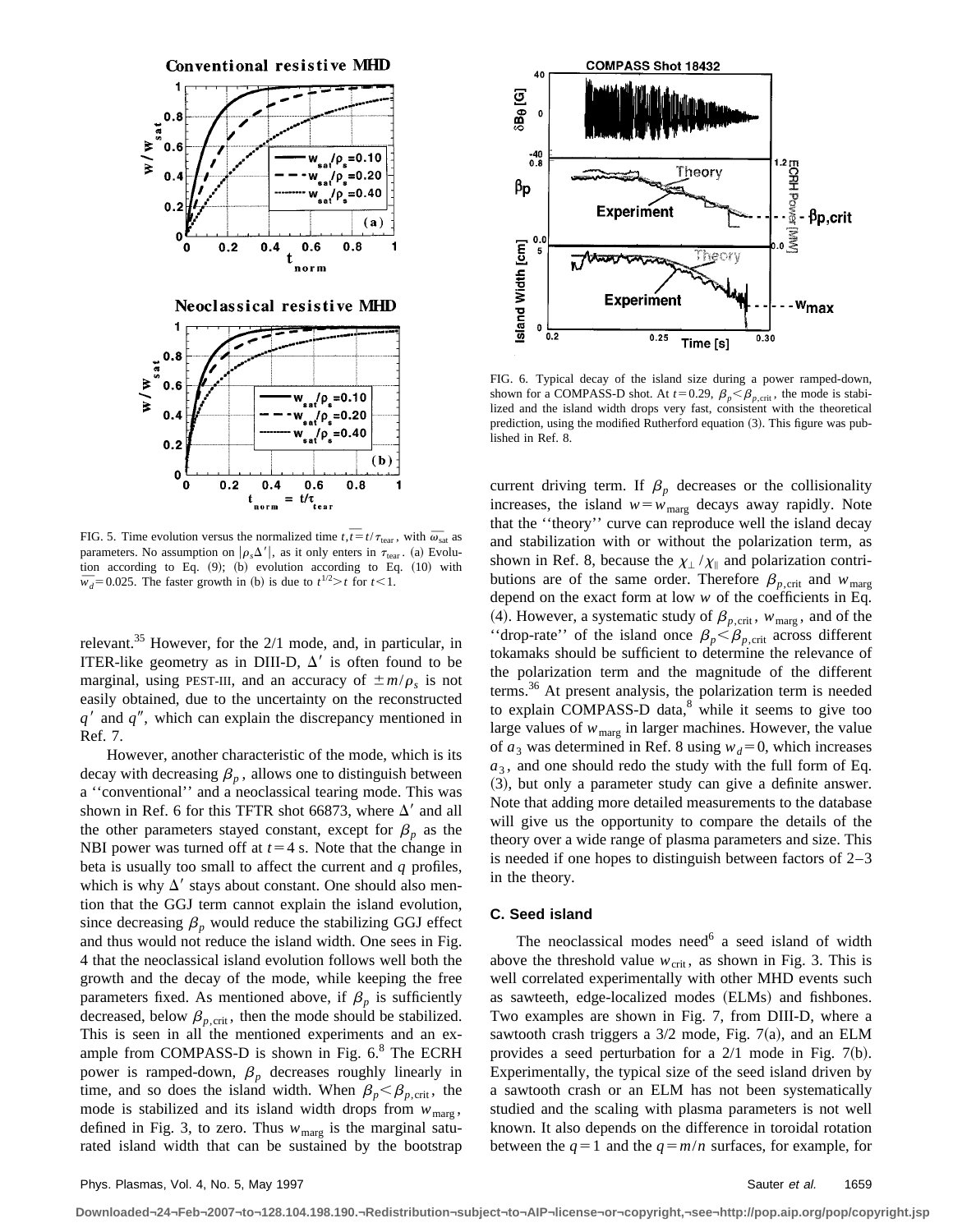FIG. 5. Time evolution versus the normalized time $t, \bar{t} = t/\tau_{\rm tear}$, with $\overline{\omega_{\rm sat}}$ as parameters. No assumption on $|\rho_s \Delta'|$, as it only enters in $\tau_{\rm tear}$. (a) Evolution according to Eq. (9); (b) evolution according to Eq. (10) with $\overline{w_d} = 0.025$. The faster growth in (b) is due to $t^{1/2} > t$ for $t < 1$.

relevant.[35] However, for the 2/1 mode, and, in particular, in ITER-like geometry as in DIII-D, $\Delta'$ is often found to be marginal, using PEST-III, and an accuracy of $\pm m/\rho_s$ is not easily obtained, due to the uncertainty on the reconstructed $q'$ and $q''$, which can explain the discrepancy mentioned in Ref. 7.

However, another characteristic of the mode, which is its decay with decreasing $\beta_p$, allows one to distinguish between a ''conventional'' and a neoclassical tearing mode. This was shown in Ref. 6 for this TFTR shot 66873, where $\Delta'$ and all the other parameters stayed constant, except for $\beta_p$ as the NBI power was turned off at $t = 4$ s. Note that the change in beta is usually too small to affect the current and $q$ profiles, which is why $\Delta'$ stays about constant. One should also mention that the GGJ term cannot explain the island evolution, since decreasing $\beta_p$ would reduce the stabilizing GGJ effect and thus would not reduce the island width. One sees in Fig. 4 that the neoclassical island evolution follows well both the growth and the decay of the mode, while keeping the free parameters fixed. As mentioned above, if $\beta_p$ is sufficiently decreased, below $\beta_{p,\rm crit}$, then the mode should be stabilized. This is seen in all the mentioned experiments and an example from COMPASS-D is shown in Fig. 6.[8] The ECRH power is ramped-down, $\beta_p$ decreases roughly linearly in time, and so does the island width. When $\beta_p < \beta_{p,\rm crit}$, the mode is stabilized and its island width drops from $w_{\rm marg}$, defined in Fig. 3, to zero. Thus $w_{\rm marg}$ is the marginal saturated island width that can be sustained by the bootstrap current driving term. If $\beta_p$ decreases or the collisionality increases, the island $w = w_{\rm marg}$ decays away rapidly. Note that the ''theory'' curve can reproduce well the island decay and stabilization with or without the polarization term, as shown in Ref. 8, because the $\chi_\perp/\chi_\parallel$ and polarization contributions are of the same order. Therefore $\beta_{p,\rm crit}$ and $w_{\rm marg}$ depend on the exact form at low $w$ of the coefficients in Eq. (4). However, a systematic study of $\beta_{p,\rm crit}$, $w_{\rm marg}$, and of the ''drop-rate'' of the island once $\beta_p < \beta_{p,\rm crit}$ across different tokamaks should be sufficient to determine the relevance of the polarization term and the magnitude of the different terms.[36] At present analysis, the polarization term is needed to explain COMPASS-D data,[8] while it seems to give too large values of $w_{\rm marg}$ in larger machines. However, the value of $a_3$ was determined in Ref. 8 using $w_d = 0$, which increases $a_3$, and one should redo the study with the full form of Eq. (3), but only a parameter study can give a definite answer. Note that adding more detailed measurements to the database will give us the opportunity to compare the details of the theory over a wide range of plasma parameters and size. This is needed if one hopes to distinguish between factors of 2–3 in the theory.

FIG. 6. Typical decay of the island size during a power ramped-down, shown for a COMPASS-D shot. At $t = 0.29$, $\beta_p < \beta_{p,\rm crit}$, the mode is stabilized and the island width drops very fast, consistent with the theoretical prediction, using the modified Rutherford equation (3). This figure was published in Ref. 8.

### C. Seed island

The neoclassical modes need[6] a seed island of width above the threshold value $w_{\rm crit}$, as shown in Fig. 3. This is well correlated experimentally with other MHD events such as sawteeth, edge-localized modes (ELMs) and fishbones. Two examples are shown in Fig. 7, from DIII-D, where a sawtooth crash triggers a 3/2 mode, Fig. 7(a), and an ELM provides a seed perturbation for a 2/1 mode in Fig. 7(b). Experimentally, the typical size of the seed island driven by a sawtooth crash or an ELM has not been systematically studied and the scaling with plasma parameters is not well known. It also depends on the difference in toroidal rotation between the $q = 1$ and the $q = m/n$ surfaces, for example, for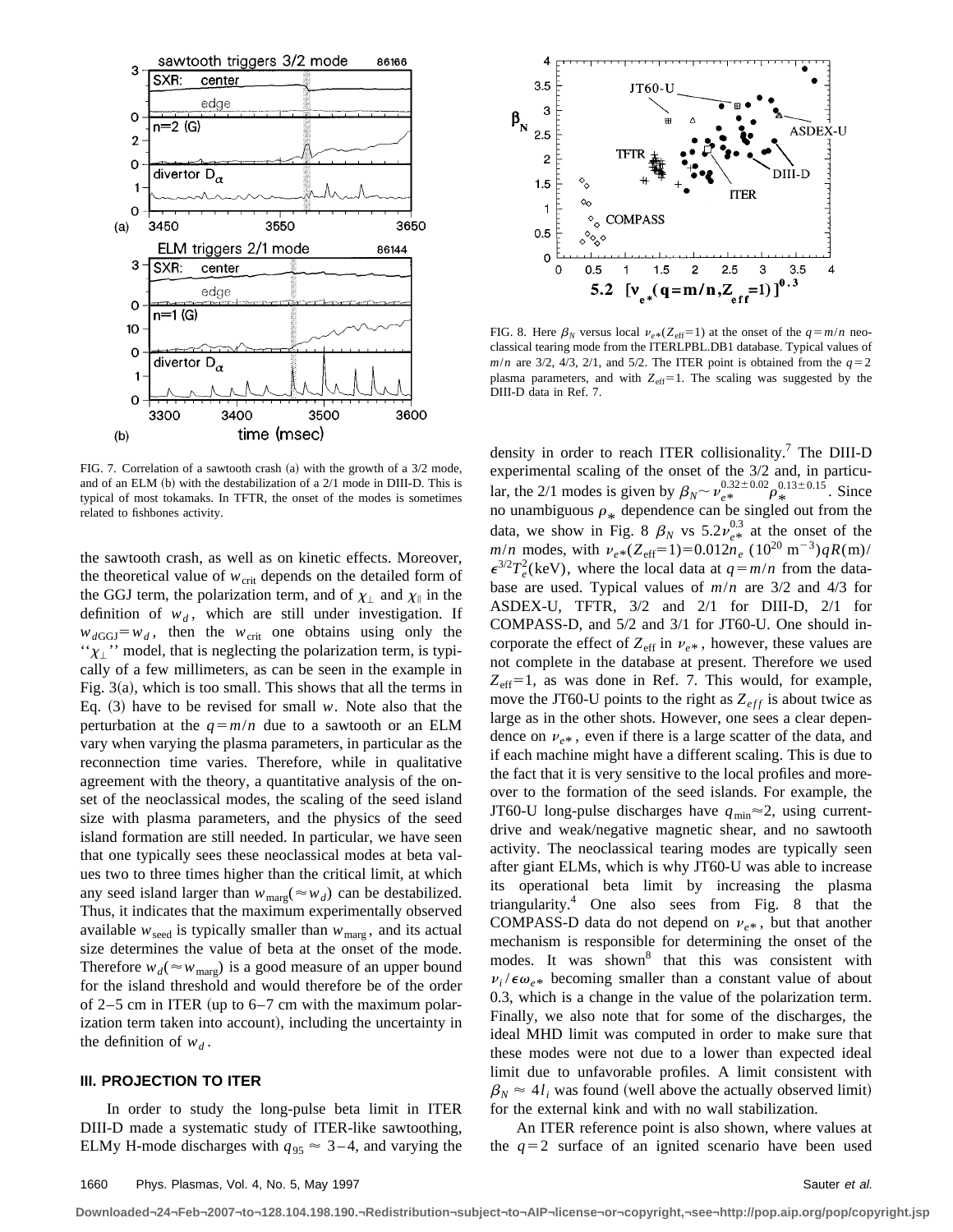FIG. 7. Correlation of a sawtooth crash (a) with the growth of a 3/2 mode, and of an ELM (b) with the destabilization of a 2/1 mode in DIII-D. This is typical of most tokamaks. In TFTR, the onset of the modes is sometimes related to fishbones activity.

FIG. 8. Here $\beta_N$ versus local $\nu_{e*}(Z_{\rm eff}=1)$ at the onset of the $q=m/n$ neoclassical tearing mode from the ITERLPBL.DB1 database. Typical values of $m/n$ are 3/2, 4/3, 2/1, and 5/2. The ITER point is obtained from the $q=2$ plasma parameters, and with $Z_{\rm eff}=1$. The scaling was suggested by the DIII-D data in Ref. 7.

the sawtooth crash, as well as on kinetic effects. Moreover, the theoretical value of $w_{\rm crit}$ depends on the detailed form of the GGJ term, the polarization term, and of $\chi_\perp$ and $\chi_\parallel$ in the definition of $w_d$, which are still under investigation. If $w_{d{\rm GGJ}}=w_d$, then the $w_{\rm crit}$ one obtains using only the "$\chi_\perp$" model, that is neglecting the polarization term, is typically of a few millimeters, as can be seen in the example in Fig. 3(a), which is too small. This shows that all the terms in Eq. (3) have to be revised for small $w$. Note also that the perturbation at the $q=m/n$ due to a sawtooth or an ELM vary when varying the plasma parameters, in particular as the reconnection time varies. Therefore, while in qualitative agreement with the theory, a quantitative analysis of the onset of the neoclassical modes, the scaling of the seed island size with plasma parameters, and the physics of the seed island formation are still needed. In particular, we have seen that one typically sees these neoclassical modes at beta values two to three times higher than the critical limit, at which any seed island larger than $w_{\rm marg}(\approx w_d)$ can be destabilized. Thus, it indicates that the maximum experimentally observed available $w_{\rm seed}$ is typically smaller than $w_{\rm marg}$, and its actual size determines the value of beta at the onset of the mode. Therefore $w_d(\approx w_{\rm marg})$ is a good measure of an upper bound for the island threshold and would therefore be of the order of 2–5 cm in ITER (up to 6–7 cm with the maximum polarization term taken into account), including the uncertainty in the definition of $w_d$.

### III. PROJECTION TO ITER

In order to study the long-pulse beta limit in ITER DIII-D made a systematic study of ITER-like sawtoothing, ELMy H-mode discharges with $q_{95}\approx 3$–4, and varying the density in order to reach ITER collisionality.[7] The DIII-D experimental scaling of the onset of the 3/2 and, in particular, the 2/1 modes is given by $\beta_N\sim\nu_{e*}^{0.32\pm0.02}\rho_*^{0.13\pm0.15}$. Since no unambiguous $\rho_*$ dependence can be singled out from the data, we show in Fig. 8 $\beta_N$ vs $5.2\nu_{e*}^{0.3}$ at the onset of the $m/n$ modes, with $\nu_{e*}(Z_{\rm eff}=1)=0.012n_e\,(10^{20}\ {\rm m}^{-3})qR({\rm m})/\epsilon^{3/2}T_e^2({\rm keV})$, where the local data at $q=m/n$ from the database are used. Typical values of $m/n$ are 3/2 and 4/3 for ASDEX-U, TFTR, 3/2 and 2/1 for DIII-D, 2/1 for COMPASS-D, and 5/2 and 3/1 for JT60-U. One should incorporate the effect of $Z_{\rm eff}$ in $\nu_{e*}$, however, these values are not complete in the database at present. Therefore we used $Z_{\rm eff}=1$, as was done in Ref. 7. This would, for example, move the JT60-U points to the right as $Z_{eff}$ is about twice as large as in the other shots. However, one sees a clear dependence on $\nu_{e*}$, even if there is a large scatter of the data, and if each machine might have a different scaling. This is due to the fact that it is very sensitive to the local profiles and moreover to the formation of the seed islands. For example, the JT60-U long-pulse discharges have $q_{\rm min}\approx 2$, using current-drive and weak/negative magnetic shear, and no sawtooth activity. The neoclassical tearing modes are typically seen after giant ELMs, which is why JT60-U was able to increase its operational beta limit by increasing the plasma triangularity.[4] One also sees from Fig. 8 that the COMPASS-D data do not depend on $\nu_{e*}$, but that another mechanism is responsible for determining the onset of the modes. It was shown[8] that this was consistent with $\nu_i/\epsilon\omega_{e*}$ becoming smaller than a constant value of about 0.3, which is a change in the value of the polarization term. Finally, we also note that for some of the discharges, the ideal MHD limit was computed in order to make sure that these modes were not due to a lower than expected ideal limit due to unfavorable profiles. A limit consistent with $\beta_N\approx 4l_i$ was found (well above the actually observed limit) for the external kink and with no wall stabilization.

An ITER reference point is also shown, where values at the $q=2$ surface of an ignited scenario have been used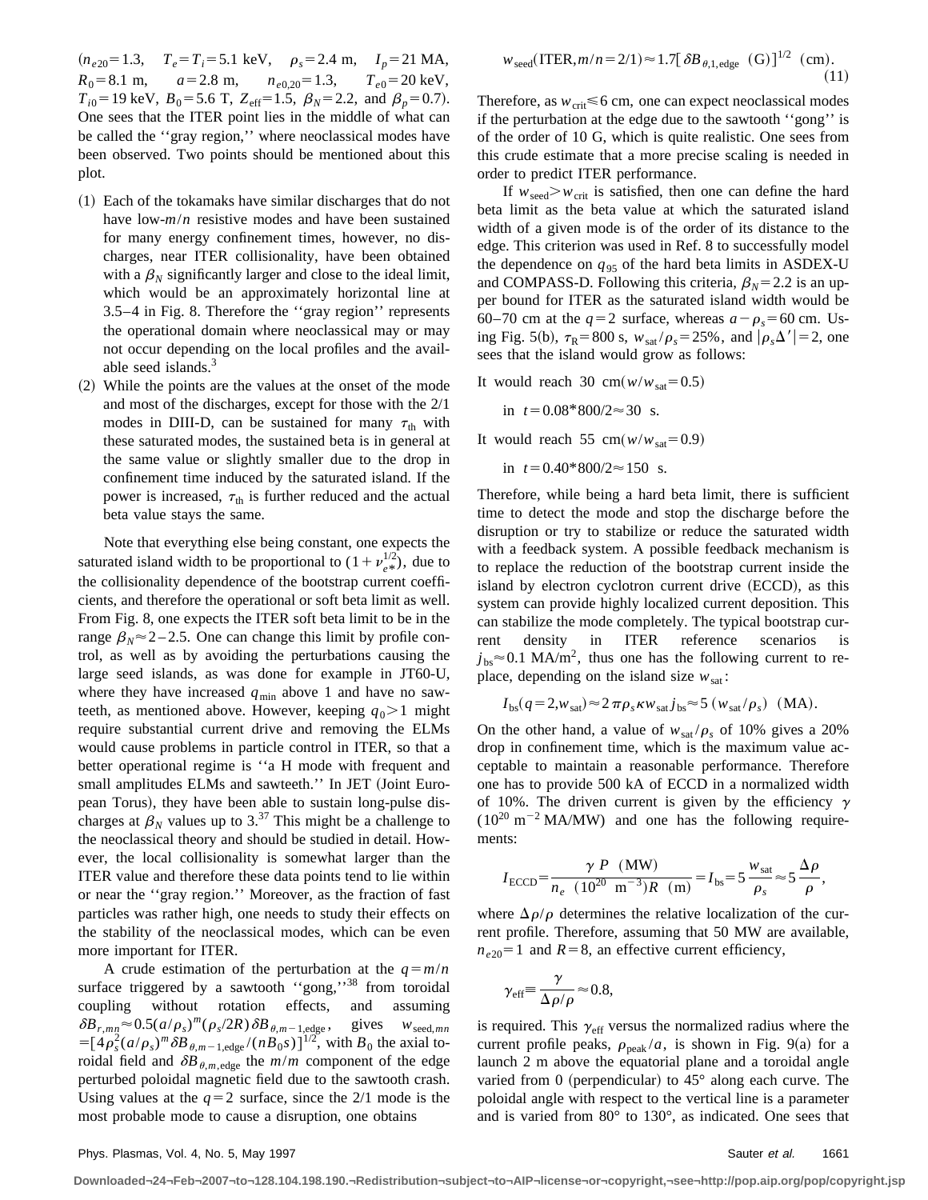($n_{e20}=1.3$, $T_e=T_i=5.1$ keV, $\rho_s=2.4$ m, $I_p=21$ MA, $R_0=8.1$ m, $a=2.8$ m, $n_{e0,20}=1.3$, $T_{e0}=20$ keV, $T_{i0}=19$ keV, $B_0=5.6$ T, $Z_{\rm eff}=1.5$, $\beta_N=2.2$, and $\beta_p=0.7$). One sees that the ITER point lies in the middle of what can be called the ''gray region,'' where neoclassical modes have been observed. Two points should be mentioned about this plot.

(1) Each of the tokamaks have similar discharges that do not have low-$m/n$ resistive modes and have been sustained for many energy confinement times, however, no discharges, near ITER collisionality, have been obtained with a $\beta_N$ significantly larger and close to the ideal limit, which would be an approximately horizontal line at 3.5–4 in Fig. 8. Therefore the ''gray region'' represents the operational domain where neoclassical may or may not occur depending on the local profiles and the available seed islands.[3]

(2) While the points are the values at the onset of the mode and most of the discharges, except for those with the 2/1 modes in DIII-D, can be sustained for many $\tau_{\rm th}$ with these saturated modes, the sustained beta is in general at the same value or slightly smaller due to the drop in confinement time induced by the saturated island. If the power is increased, $\tau_{\rm th}$ is further reduced and the actual beta value stays the same.

Note that everything else being constant, one expects the saturated island width to be proportional to $(1+\nu_{e*}^{1/2})$, due to the collisionality dependence of the bootstrap current coefficients, and therefore the operational or soft beta limit as well. From Fig. 8, one expects the ITER soft beta limit to be in the range $\beta_N \approx 2-2.5$. One can change this limit by profile control, as well as by avoiding the perturbations causing the large seed islands, as was done for example in JT60-U, where they have increased $q_{\min}$ above 1 and have no sawteeth, as mentioned above. However, keeping $q_0>1$ might require substantial current drive and removing the ELMs would cause problems in particle control in ITER, so that a better operational regime is ''a H mode with frequent and small amplitudes ELMs and sawteeth.'' In JET (Joint European Torus), they have been able to sustain long-pulse discharges at $\beta_N$ values up to 3.[37] This might be a challenge to the neoclassical theory and should be studied in detail. However, the local collisionality is somewhat larger than the ITER value and therefore these data points tend to lie within or near the ''gray region.'' Moreover, as the fraction of fast particles was rather high, one needs to study their effects on the stability of the neoclassical modes, which can be even more important for ITER.

A crude estimation of the perturbation at the $q=m/n$ surface triggered by a sawtooth ''gong,''[38] from toroidal coupling without rotation effects, and assuming $\delta B_{r,mn} \approx 0.5(a/\rho_s)^m(\rho_s/2R)\delta B_{\theta,m-1,\rm edge}$, gives $w_{{\rm seed},mn} = [4\rho_s^2(a/\rho_s)^m \delta B_{\theta,m-1,\rm edge}/(nB_0 s)]^{1/2}$, with $B_0$ the axial toroidal field and $\delta B_{\theta,m,\rm edge}$ the $m/m$ component of the edge perturbed poloidal magnetic field due to the sawtooth crash. Using values at the $q=2$ surface, since the 2/1 mode is the most probable mode to cause a disruption, one obtains

$$w_{\rm seed}({\rm ITER},m/n=2/1) \approx 1.7[\delta B_{\theta,1,\rm edge}\ ({\rm G})]^{1/2}\ ({\rm cm}). \tag{11}$$

Therefore, as $w_{\rm crit} \lesssim 6$ cm, one can expect neoclassical modes if the perturbation at the edge due to the sawtooth ''gong'' is of the order of 10 G, which is quite realistic. One sees from this crude estimate that a more precise scaling is needed in order to predict ITER performance.

If $w_{\rm seed}>w_{\rm crit}$ is satisfied, then one can define the hard beta limit as the beta value at which the saturated island width of a given mode is of the order of its distance to the edge. This criterion was used in Ref. 8 to successfully model the dependence on $q_{95}$ of the hard beta limits in ASDEX-U and COMPASS-D. Following this criteria, $\beta_N=2.2$ is an upper bound for ITER as the saturated island width would be 60–70 cm at the $q=2$ surface, whereas $a-\rho_s=60$ cm. Using Fig. 5(b), $\tau_{\rm R}=800$ s, $w_{\rm sat}/\rho_s=25\%$, and $|\rho_s\Delta'|=2$, one sees that the island would grow as follows:

It would reach 30 cm$(w/w_{\rm sat}=0.5)$

in $t=0.08*800/2 \approx 30$ s.

It would reach 55 cm$(w/w_{\rm sat}=0.9)$

in $t=0.40*800/2 \approx 150$ s.

Therefore, while being a hard beta limit, there is sufficient time to detect the mode and stop the discharge before the disruption or try to stabilize or reduce the saturated width with a feedback system. A possible feedback mechanism is to replace the reduction of the bootstrap current inside the island by electron cyclotron current drive (ECCD), as this system can provide highly localized current deposition. This can stabilize the mode completely. The typical bootstrap current density in ITER reference scenarios is $j_{\rm bs} \approx 0.1$ MA/m$^2$, thus one has the following current to replace, depending on the island size $w_{\rm sat}$:

$$I_{\rm bs}(q=2,w_{\rm sat}) \approx 2\pi\rho_s\kappa w_{\rm sat} j_{\rm bs} \approx 5\ (w_{\rm sat}/\rho_s)\ \ ({\rm MA}).$$

On the other hand, a value of $w_{\rm sat}/\rho_s$ of 10% gives a 20% drop in confinement time, which is the maximum value acceptable to maintain a reasonable performance. Therefore one has to provide 500 kA of ECCD in a normalized width of 10%. The driven current is given by the efficiency $\gamma$ $(10^{20}\ {\rm m}^{-2}\ {\rm MA/MW})$ and one has the following requirements:

$$I_{\rm ECCD} = \frac{\gamma\ P\ \ ({\rm MW})}{n_e\ \ (10^{20}\ \ {\rm m}^{-3})R\ \ ({\rm m})} = I_{\rm bs} = 5\,\frac{w_{\rm sat}}{\rho_s} \approx 5\,\frac{\Delta\rho}{\rho},$$

where $\Delta\rho/\rho$ determines the relative localization of the current profile. Therefore, assuming that 50 MW are available, $n_{e20}=1$ and $R=8$, an effective current efficiency,

$$\gamma_{\rm eff} \equiv \frac{\gamma}{\Delta\rho/\rho} \approx 0.8,$$

is required. This $\gamma_{\rm eff}$ versus the normalized radius where the current profile peaks, $\rho_{\rm peak}/a$, is shown in Fig. 9(a) for a launch 2 m above the equatorial plane and a toroidal angle varied from 0 (perpendicular) to 45° along each curve. The poloidal angle with respect to the vertical line is a parameter and is varied from 80° to 130°, as indicated. One sees that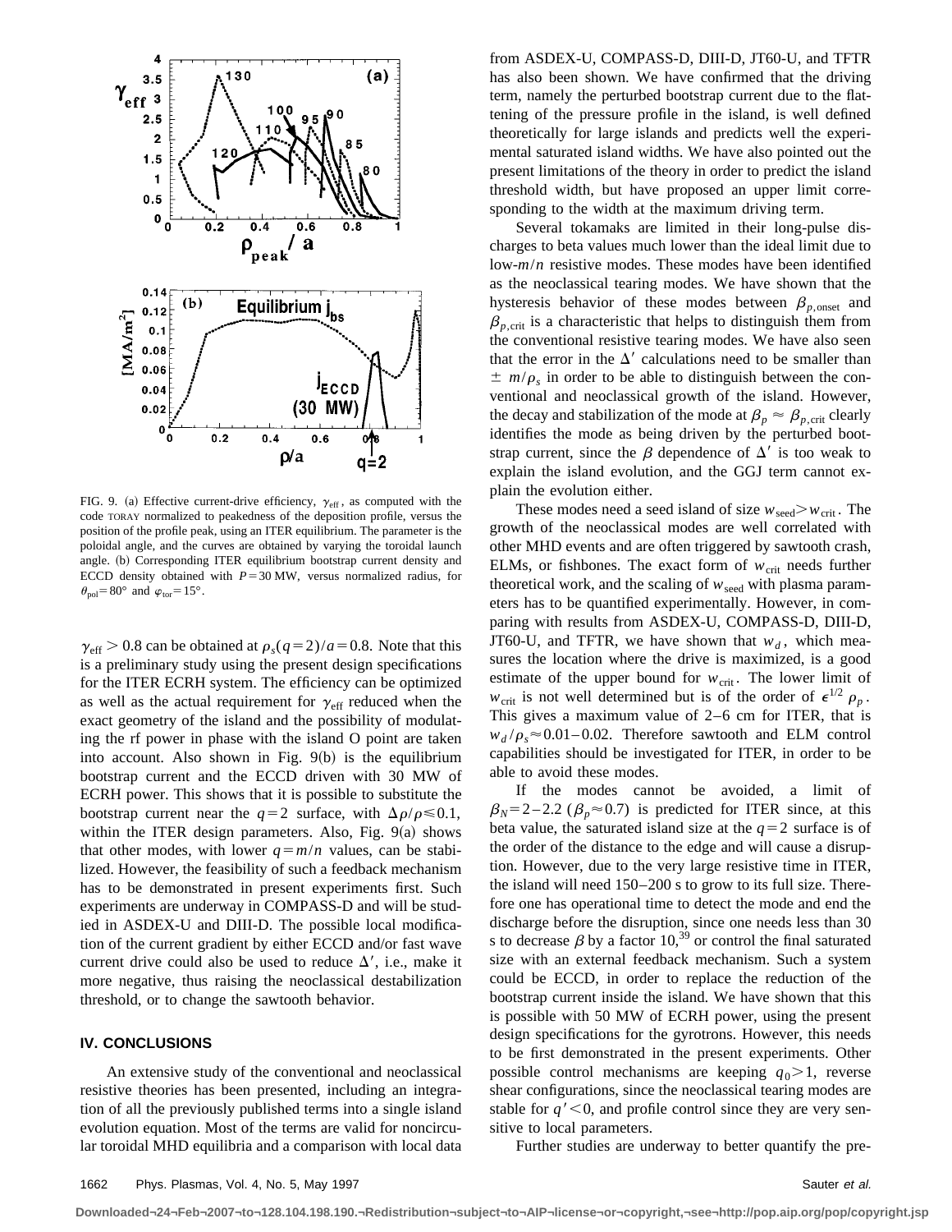FIG. 9. (a) Effective current-drive efficiency, $\gamma_{\rm eff}$, as computed with the code TORAY normalized to peakedness of the deposition profile, versus the position of the profile peak, using an ITER equilibrium. The parameter is the poloidal angle, and the curves are obtained by varying the toroidal launch angle. (b) Corresponding ITER equilibrium bootstrap current density and ECCD density obtained with $P=30$ MW, versus normalized radius, for $\theta_{\rm pol}=80°$ and $\varphi_{\rm tor}=15°$.

$\gamma_{\rm eff}>0.8$ can be obtained at $\rho_s(q=2)/a=0.8$. Note that this is a preliminary study using the present design specifications for the ITER ECRH system. The efficiency can be optimized as well as the actual requirement for $\gamma_{\rm eff}$ reduced when the exact geometry of the island and the possibility of modulating the rf power in phase with the island O point are taken into account. Also shown in Fig. 9(b) is the equilibrium bootstrap current and the ECCD driven with 30 MW of ECRH power. This shows that it is possible to substitute the bootstrap current near the $q=2$ surface, with $\Delta\rho/\rho \leq 0.1$, within the ITER design parameters. Also, Fig. 9(a) shows that other modes, with lower $q=m/n$ values, can be stabilized. However, the feasibility of such a feedback mechanism has to be demonstrated in present experiments first. Such experiments are underway in COMPASS-D and will be studied in ASDEX-U and DIII-D. The possible local modification of the current gradient by either ECCD and/or fast wave current drive could also be used to reduce $\Delta'$, i.e., make it more negative, thus raising the neoclassical destabilization threshold, or to change the sawtooth behavior.

## IV. CONCLUSIONS

An extensive study of the conventional and neoclassical resistive theories has been presented, including an integration of all the previously published terms into a single island evolution equation. Most of the terms are valid for noncircular toroidal MHD equilibria and a comparison with local data from ASDEX-U, COMPASS-D, DIII-D, JT60-U, and TFTR has also been shown. We have confirmed that the driving term, namely the perturbed bootstrap current due to the flattening of the pressure profile in the island, is well defined theoretically for large islands and predicts well the experimental saturated island widths. We have also pointed out the present limitations of the theory in order to predict the island threshold width, but have proposed an upper limit corresponding to the width at the maximum driving term.

Several tokamaks are limited in their long-pulse discharges to beta values much lower than the ideal limit due to low-$m/n$ resistive modes. These modes have been identified as the neoclassical tearing modes. We have shown that the hysteresis behavior of these modes between $\beta_{p,\rm onset}$ and $\beta_{p,\rm crit}$ is a characteristic that helps to distinguish them from the conventional resistive tearing modes. We have also seen that the error in the $\Delta'$ calculations need to be smaller than $\pm\, m/\rho_s$ in order to be able to distinguish between the conventional and neoclassical growth of the island. However, the decay and stabilization of the mode at $\beta_p \approx \beta_{p,\rm crit}$ clearly identifies the mode as being driven by the perturbed bootstrap current, since the $\beta$ dependence of $\Delta'$ is too weak to explain the island evolution, and the GGJ term cannot explain the evolution either.

These modes need a seed island of size $w_{\rm seed}>w_{\rm crit}$. The growth of the neoclassical modes are well correlated with other MHD events and are often triggered by sawtooth crash, ELMs, or fishbones. The exact form of $w_{\rm crit}$ needs further theoretical work, and the scaling of $w_{\rm seed}$ with plasma parameters has to be quantified experimentally. However, in comparing with results from ASDEX-U, COMPASS-D, DIII-D, JT60-U, and TFTR, we have shown that $w_d$, which measures the location where the drive is maximized, is a good estimate of the upper bound for $w_{\rm crit}$. The lower limit of $w_{\rm crit}$ is not well determined but is of the order of $\epsilon^{1/2}\rho_p$. This gives a maximum value of 2–6 cm for ITER, that is $w_d/\rho_s \approx 0.01-0.02$. Therefore sawtooth and ELM control capabilities should be investigated for ITER, in order to be able to avoid these modes.

If the modes cannot be avoided, a limit of $\beta_N=2-2.2$ ($\beta_p \approx 0.7$) is predicted for ITER since, at this beta value, the saturated island size at the $q=2$ surface is of the order of the distance to the edge and will cause a disruption. However, due to the very large resistive time in ITER, the island will need 150–200 s to grow to its full size. Therefore one has operational time to detect the mode and end the discharge before the disruption, since one needs less than 30 s to decrease $\beta$ by a factor 10,[39] or control the final saturated size with an external feedback mechanism. Such a system could be ECCD, in order to replace the reduction of the bootstrap current inside the island. We have shown that this is possible with 50 MW of ECRH power, using the present design specifications for the gyrotrons. However, this needs to be first demonstrated in the present experiments. Other possible control mechanisms are keeping $q_0>1$, reverse shear configurations, since the neoclassical tearing modes are stable for $q'<0$, and profile control since they are very sensitive to local parameters.

Further studies are underway to better quantify the pre-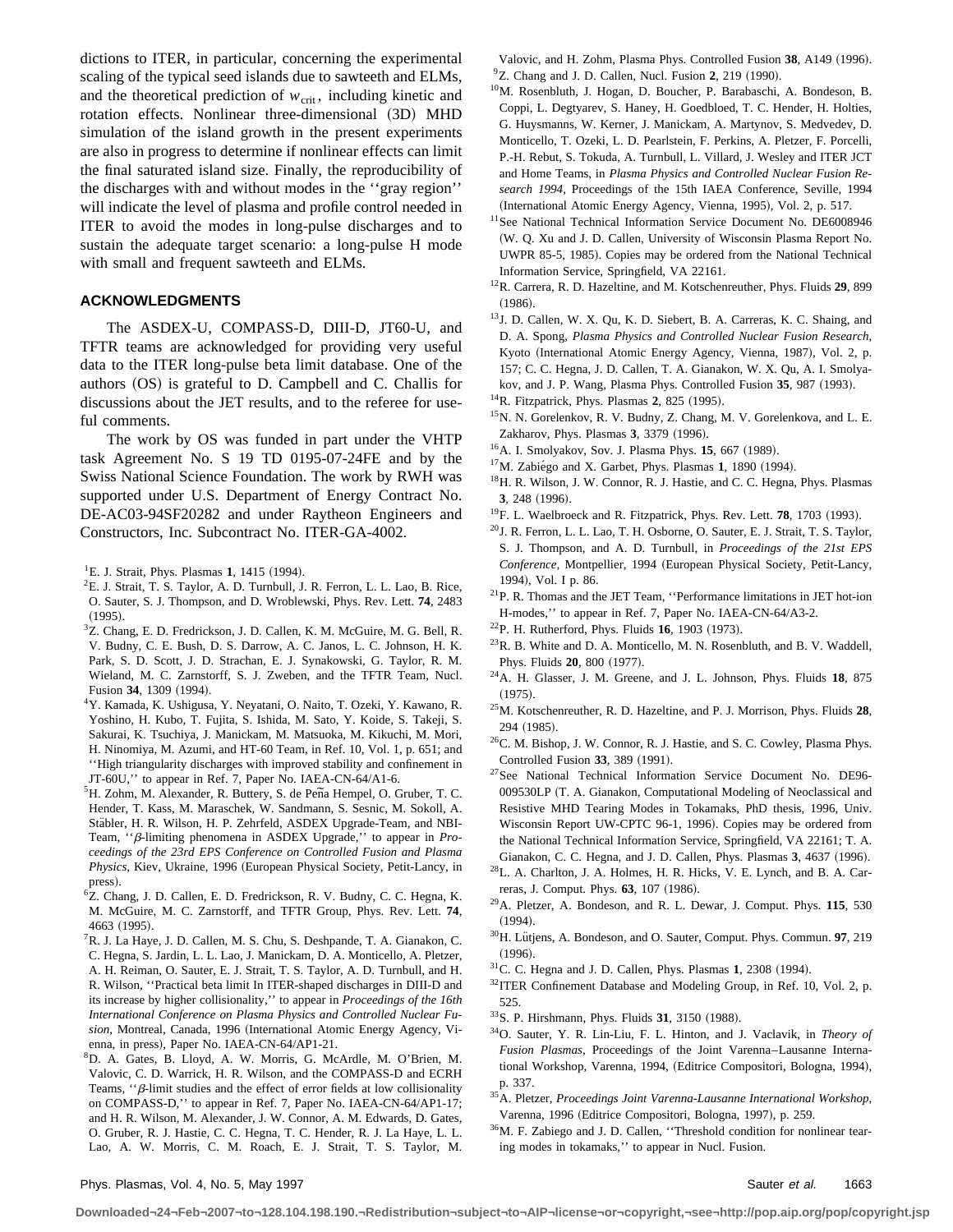dictions to ITER, in particular, concerning the experimental scaling of the typical seed islands due to sawteeth and ELMs, and the theoretical prediction of $w_{\rm crit}$, including kinetic and rotation effects. Nonlinear three-dimensional (3D) MHD simulation of the island growth in the present experiments are also in progress to determine if nonlinear effects can limit the final saturated island size. Finally, the reproducibility of the discharges with and without modes in the ''gray region'' will indicate the level of plasma and profile control needed in ITER to avoid the modes in long-pulse discharges and to sustain the adequate target scenario: a long-pulse H mode with small and frequent sawteeth and ELMs.

## ACKNOWLEDGMENTS

The ASDEX-U, COMPASS-D, DIII-D, JT60-U, and TFTR teams are acknowledged for providing very useful data to the ITER long-pulse beta limit database. One of the authors (OS) is grateful to D. Campbell and C. Challis for discussions about the JET results, and to the referee for useful comments.

The work by OS was funded in part under the VHTP task Agreement No. S 19 TD 0195-07-24FE and by the Swiss National Science Foundation. The work by RWH was supported under U.S. Department of Energy Contract No. DE-AC03-94SF20282 and under Raytheon Engineers and Constructors, Inc. Subcontract No. ITER-GA-4002.

[1] E. J. Strait, Phys. Plasmas **1**, 1415 (1994).

[2] E. J. Strait, T. S. Taylor, A. D. Turnbull, J. R. Ferron, L. L. Lao, B. Rice, O. Sauter, S. J. Thompson, and D. Wroblewski, Phys. Rev. Lett. **74**, 2483 (1995).

[3] Z. Chang, E. D. Fredrickson, J. D. Callen, K. M. McGuire, M. G. Bell, R. V. Budny, C. E. Bush, D. S. Darrow, A. C. Janos, L. C. Johnson, H. K. Park, S. D. Scott, J. D. Strachan, E. J. Synakowski, G. Taylor, R. M. Wieland, M. C. Zarnstorff, S. J. Zweben, and the TFTR Team, Nucl. Fusion **34**, 1309 (1994).

[4] Y. Kamada, K. Ushigusa, Y. Neyatani, O. Naito, T. Ozeki, Y. Kawano, R. Yoshino, H. Kubo, T. Fujita, S. Ishida, M. Sato, Y. Koide, S. Takeji, S. Sakurai, K. Tsuchiya, J. Manickam, M. Matsuoka, M. Kikuchi, M. Mori, H. Ninomiya, M. Azumi, and HT-60 Team, in Ref. 10, Vol. 1, p. 651; and ''High triangularity discharges with improved stability and confinement in JT-60U,'' to appear in Ref. 7, Paper No. IAEA-CN-64/A1-6.

[5] H. Zohm, M. Alexander, R. Buttery, S. de Peña Hempel, O. Gruber, T. C. Hender, T. Kass, M. Maraschek, W. Sandmann, S. Sesnic, M. Sokoll, A. Stäbler, H. R. Wilson, H. P. Zehrfeld, ASDEX Upgrade-Team, and NBI-Team, ''$\beta$-limiting phenomena in ASDEX Upgrade,'' to appear in *Proceedings of the 23rd EPS Conference on Controlled Fusion and Plasma Physics*, Kiev, Ukraine, 1996 (European Physical Society, Petit-Lancy, in press).

[6] Z. Chang, J. D. Callen, E. D. Fredrickson, R. V. Budny, C. C. Hegna, K. M. McGuire, M. C. Zarnstorff, and TFTR Group, Phys. Rev. Lett. **74**, 4663 (1995).

[7] R. J. La Haye, J. D. Callen, M. S. Chu, S. Deshpande, T. A. Gianakon, C. C. Hegna, S. Jardin, L. L. Lao, J. Manickam, D. A. Monticello, A. Pletzer, A. H. Reiman, O. Sauter, E. J. Strait, T. S. Taylor, A. D. Turnbull, and H. R. Wilson, ''Practical beta limit In ITER-shaped discharges in DIII-D and its increase by higher collisionality,'' to appear in *Proceedings of the 16th International Conference on Plasma Physics and Controlled Nuclear Fusion*, Montreal, Canada, 1996 (International Atomic Energy Agency, Vienna, in press), Paper No. IAEA-CN-64/AP1-21.

[8] D. A. Gates, B. Lloyd, A. W. Morris, G. McArdle, M. O'Brien, M. Valovic, C. D. Warrick, H. R. Wilson, and the COMPASS-D and ECRH Teams, ''$\beta$-limit studies and the effect of error fields at low collisionality on COMPASS-D,'' to appear in Ref. 7, Paper No. IAEA-CN-64/AP1-17; and H. R. Wilson, M. Alexander, J. W. Connor, A. M. Edwards, D. Gates, O. Gruber, R. J. Hastie, C. C. Hegna, T. C. Hender, R. J. La Haye, L. L. Lao, A. W. Morris, C. M. Roach, E. J. Strait, T. S. Taylor, M. Valovic, and H. Zohm, Plasma Phys. Controlled Fusion **38**, A149 (1996).

[9] Z. Chang and J. D. Callen, Nucl. Fusion **2**, 219 (1990).

[10] M. Rosenbluth, J. Hogan, D. Boucher, P. Barabaschi, A. Bondeson, B. Coppi, L. Degtyarev, S. Haney, H. Goedbloed, T. C. Hender, H. Holties, G. Huysmanns, W. Kerner, J. Manickam, A. Martynov, S. Medvedev, D. Monticello, T. Ozeki, L. D. Pearlstein, F. Perkins, A. Pletzer, F. Porcelli, P.-H. Rebut, S. Tokuda, A. Turnbull, L. Villard, J. Wesley and ITER JCT and Home Teams, in *Plasma Physics and Controlled Nuclear Fusion Research 1994*, Proceedings of the 15th IAEA Conference, Seville, 1994 (International Atomic Energy Agency, Vienna, 1995), Vol. 2, p. 517.

[11] See National Technical Information Service Document No. DE6008946 (W. Q. Xu and J. D. Callen, University of Wisconsin Plasma Report No. UWPR 85-5, 1985). Copies may be ordered from the National Technical Information Service, Springfield, VA 22161.

[12] R. Carrera, R. D. Hazeltine, and M. Kotschenreuther, Phys. Fluids **29**, 899 (1986).

[13] J. D. Callen, W. X. Qu, K. D. Siebert, B. A. Carreras, K. C. Shaing, and D. A. Spong, *Plasma Physics and Controlled Nuclear Fusion Research*, Kyoto (International Atomic Energy Agency, Vienna, 1987), Vol. 2, p. 157; C. C. Hegna, J. D. Callen, T. A. Gianakon, W. X. Qu, A. I. Smolyakov, and J. P. Wang, Plasma Phys. Controlled Fusion **35**, 987 (1993).

[14] R. Fitzpatrick, Phys. Plasmas **2**, 825 (1995).

[15] N. N. Gorelenkov, R. V. Budny, Z. Chang, M. V. Gorelenkova, and L. E. Zakharov, Phys. Plasmas **3**, 3379 (1996).

[16] A. I. Smolyakov, Sov. J. Plasma Phys. **15**, 667 (1989).

[17] M. Zabiégo and X. Garbet, Phys. Plasmas **1**, 1890 (1994).

[18] H. R. Wilson, J. W. Connor, R. J. Hastie, and C. C. Hegna, Phys. Plasmas **3**, 248 (1996).

[19] F. L. Waelbroeck and R. Fitzpatrick, Phys. Rev. Lett. **78**, 1703 (1993).

[20] J. R. Ferron, L. L. Lao, T. H. Osborne, O. Sauter, E. J. Strait, T. S. Taylor, S. J. Thompson, and A. D. Turnbull, in *Proceedings of the 21st EPS Conference*, Montpellier, 1994 (European Physical Society, Petit-Lancy, 1994), Vol. I p. 86.

[21] P. R. Thomas and the JET Team, ''Performance limitations in JET hot-ion H-modes,'' to appear in Ref. 7, Paper No. IAEA-CN-64/A3-2.

[22] P. H. Rutherford, Phys. Fluids **16**, 1903 (1973).

[23] R. B. White and D. A. Monticello, M. N. Rosenbluth, and B. V. Waddell, Phys. Fluids **20**, 800 (1977).

[24] A. H. Glasser, J. M. Greene, and J. L. Johnson, Phys. Fluids **18**, 875 (1975).

[25] M. Kotschenreuther, R. D. Hazeltine, and P. J. Morrison, Phys. Fluids **28**, 294 (1985).

[26] C. M. Bishop, J. W. Connor, R. J. Hastie, and S. C. Cowley, Plasma Phys. Controlled Fusion **33**, 389 (1991).

[27] See National Technical Information Service Document No. DE96-009530LP (T. A. Gianakon, Computational Modeling of Neoclassical and Resistive MHD Tearing Modes in Tokamaks, PhD thesis, 1996, Univ. Wisconsin Report UW-CPTC 96-1, 1996). Copies may be ordered from the National Technical Information Service, Springfield, VA 22161; T. A. Gianakon, C. C. Hegna, and J. D. Callen, Phys. Plasmas **3**, 4637 (1996).

[28] L. A. Charlton, J. A. Holmes, H. R. Hicks, V. E. Lynch, and B. A. Carreras, J. Comput. Phys. **63**, 107 (1986).

[29] A. Pletzer, A. Bondeson, and R. L. Dewar, J. Comput. Phys. **115**, 530 (1994).

[30] H. Lütjens, A. Bondeson, and O. Sauter, Comput. Phys. Commun. **97**, 219 (1996).

[31] C. C. Hegna and J. D. Callen, Phys. Plasmas **1**, 2308 (1994).

[32] ITER Confinement Database and Modeling Group, in Ref. 10, Vol. 2, p. 525.

[33] S. P. Hirshmann, Phys. Fluids **31**, 3150 (1988).

[34] O. Sauter, Y. R. Lin-Liu, F. L. Hinton, and J. Vaclavik, in *Theory of Fusion Plasmas*, Proceedings of the Joint Varenna–Lausanne International Workshop, Varenna, 1994, (Editrice Compositori, Bologna, 1994), p. 337.

[35] A. Pletzer, *Proceedings Joint Varenna-Lausanne International Workshop*, Varenna, 1996 (Editrice Compositori, Bologna, 1997), p. 259.

[36] M. F. Zabiego and J. D. Callen, ''Threshold condition for nonlinear tearing modes in tokamaks,'' to appear in Nucl. Fusion.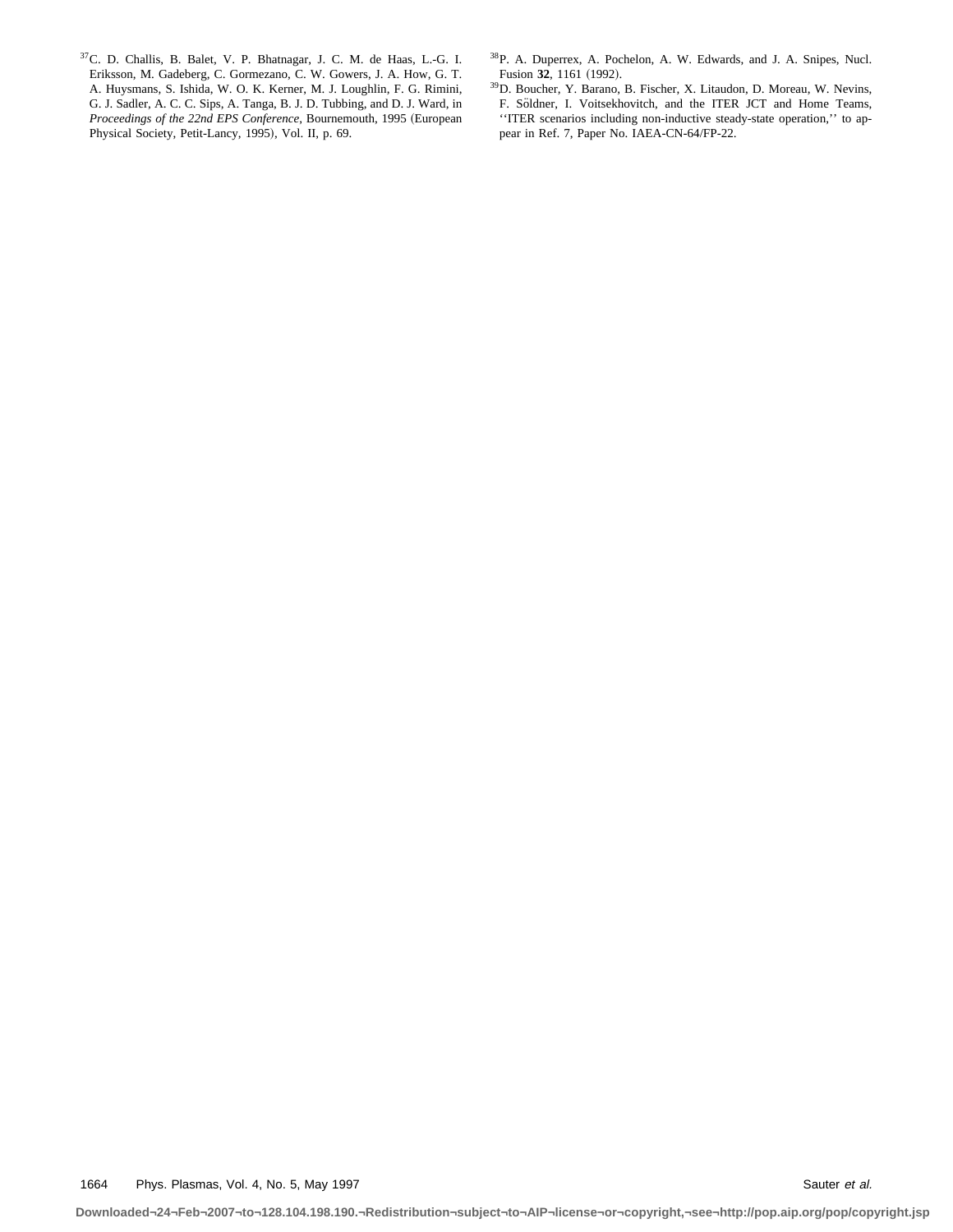[37]C. D. Challis, B. Balet, V. P. Bhatnagar, J. C. M. de Haas, L.-G. I. Eriksson, M. Gadeberg, C. Gormezano, C. W. Gowers, J. A. How, G. T. A. Huysmans, S. Ishida, W. O. K. Kerner, M. J. Loughlin, F. G. Rimini, G. J. Sadler, A. C. C. Sips, A. Tanga, B. J. D. Tubbing, and D. J. Ward, in *Proceedings of the 22nd EPS Conference*, Bournemouth, 1995 (European Physical Society, Petit-Lancy, 1995), Vol. II, p. 69.

[38]P. A. Duperrex, A. Pochelon, A. W. Edwards, and J. A. Snipes, Nucl. Fusion **32**, 1161 (1992).

[39]D. Boucher, Y. Barano, B. Fischer, X. Litaudon, D. Moreau, W. Nevins, F. Söldner, I. Voitsekhovitch, and the ITER JCT and Home Teams, ''ITER scenarios including non-inductive steady-state operation,'' to appear in Ref. 7, Paper No. IAEA-CN-64/FP-22.